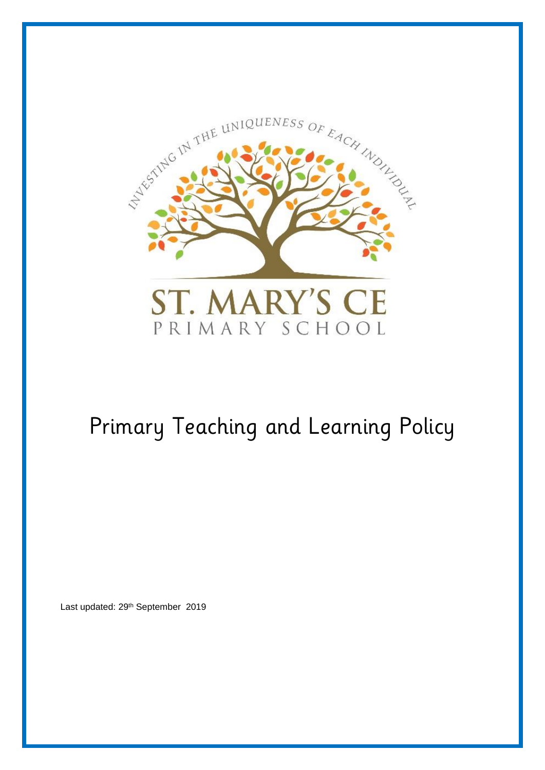INVESTING IN THE UNIQUENESS OF EACH INDIVIDUAL

ST. MARY'S CE

PRIMARY SCHOOL

# Primary Teaching and Learning Policy

Last updated: 29th September 2019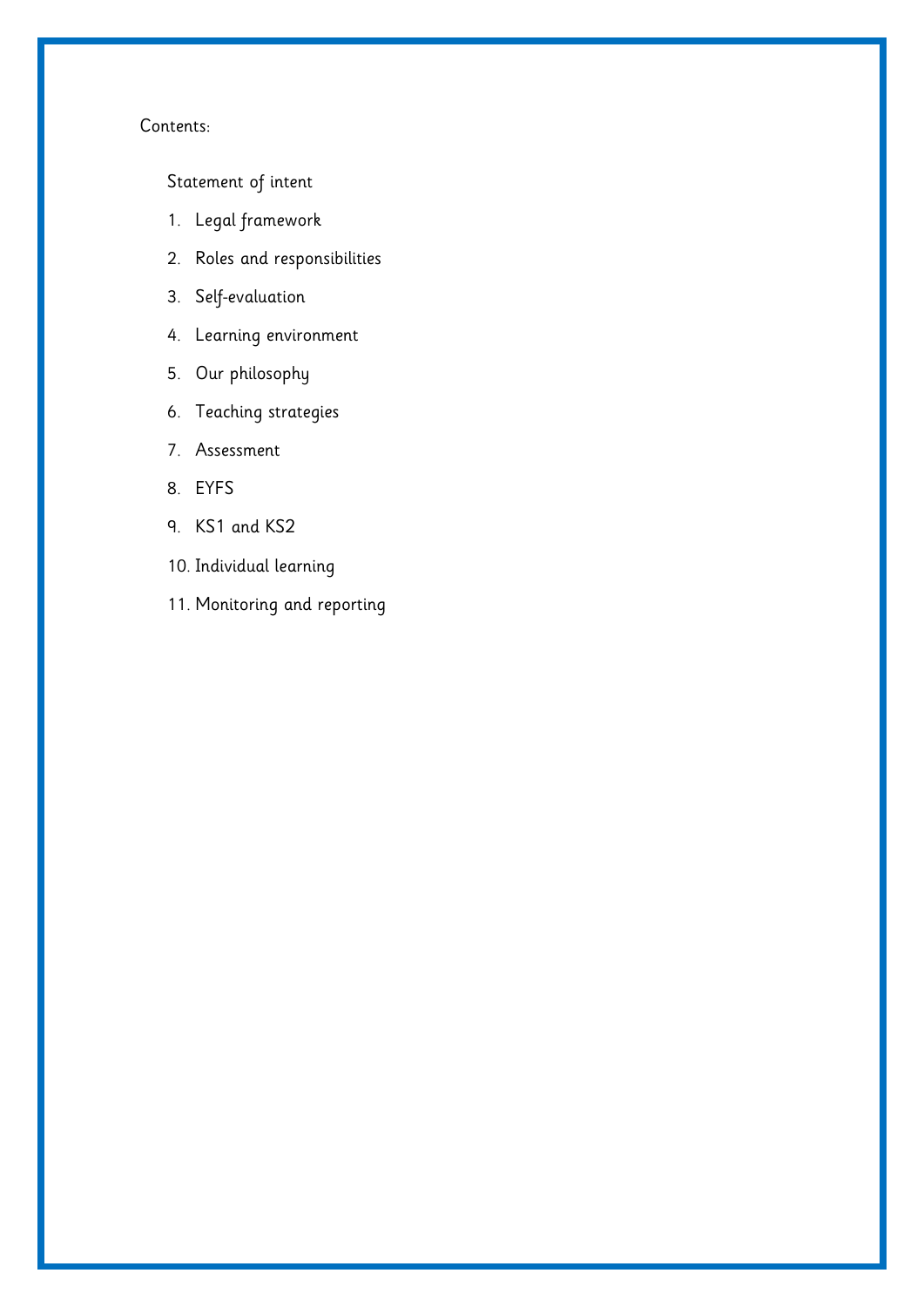Contents:

Statement of intent

1. Legal framework
2. Roles and responsibilities
3. Self-evaluation
4. Learning environment
5. Our philosophy
6. Teaching strategies
7. Assessment
8. EYFS
9. KS1 and KS2
10. Individual learning
11. Monitoring and reporting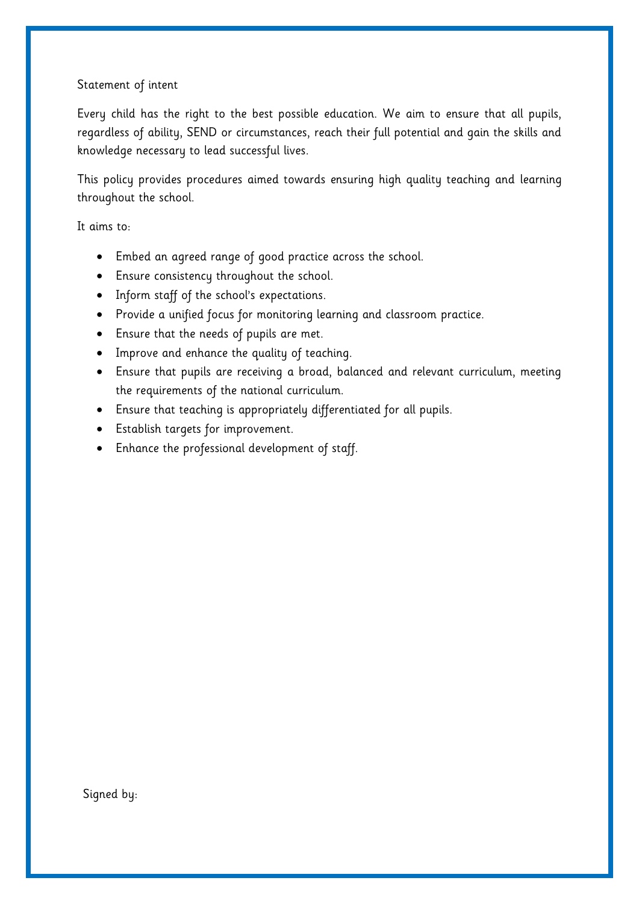## Statement of intent

Every child has the right to the best possible education. We aim to ensure that all pupils, regardless of ability, SEND or circumstances, reach their full potential and gain the skills and knowledge necessary to lead successful lives.

This policy provides procedures aimed towards ensuring high quality teaching and learning throughout the school.

It aims to:

- Embed an agreed range of good practice across the school.
- Ensure consistency throughout the school.
- Inform staff of the school's expectations.
- Provide a unified focus for monitoring learning and classroom practice.
- Ensure that the needs of pupils are met.
- Improve and enhance the quality of teaching.
- Ensure that pupils are receiving a broad, balanced and relevant curriculum, meeting the requirements of the national curriculum.
- Ensure that teaching is appropriately differentiated for all pupils.
- Establish targets for improvement.
- Enhance the professional development of staff.

Signed by: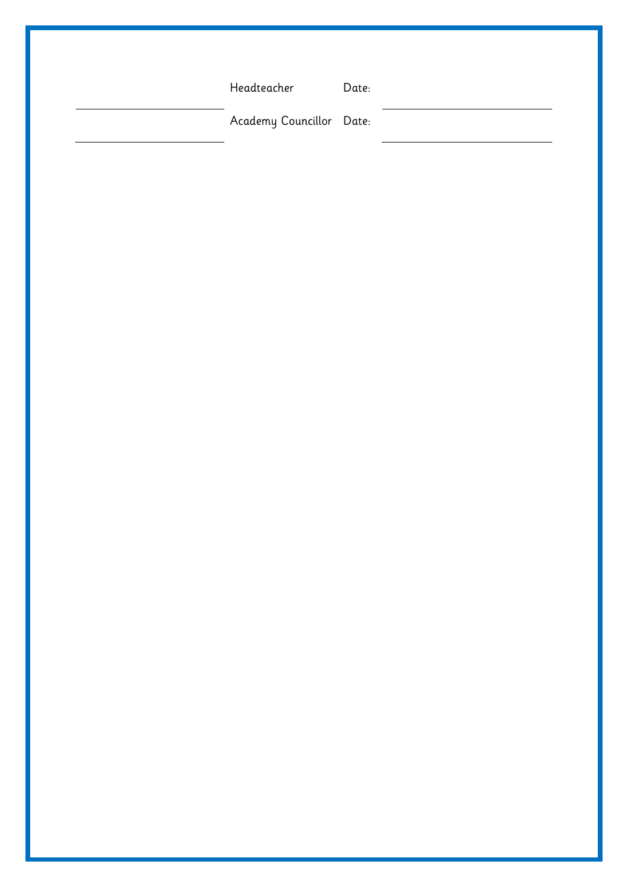_______________ Headteacher Date: _______________

_______________ Academy Councillor Date: _______________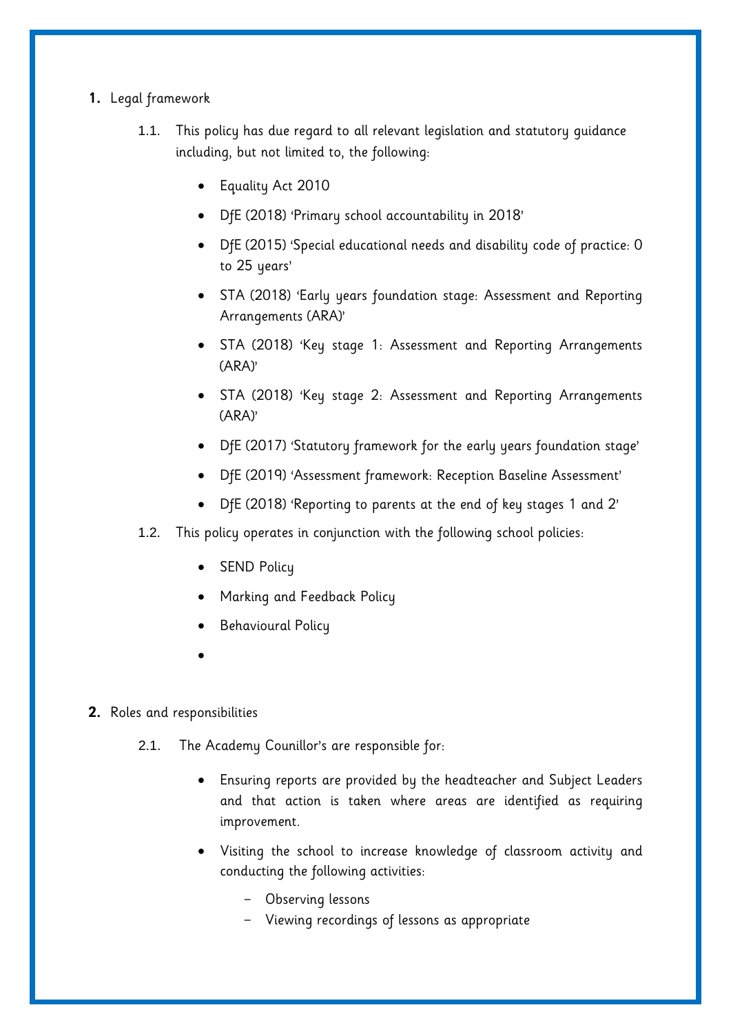1. Legal framework

   1.1. This policy has due regard to all relevant legislation and statutory guidance including, but not limited to, the following:

   - Equality Act 2010
   - DfE (2018) 'Primary school accountability in 2018'
   - DfE (2015) 'Special educational needs and disability code of practice: 0 to 25 years'
   - STA (2018) 'Early years foundation stage: Assessment and Reporting Arrangements (ARA)'
   - STA (2018) 'Key stage 1: Assessment and Reporting Arrangements (ARA)'
   - STA (2018) 'Key stage 2: Assessment and Reporting Arrangements (ARA)'
   - DfE (2017) 'Statutory framework for the early years foundation stage'
   - DfE (2019) 'Assessment framework: Reception Baseline Assessment'
   - DfE (2018) 'Reporting to parents at the end of key stages 1 and 2'

   1.2. This policy operates in conjunction with the following school policies:

   - SEND Policy
   - Marking and Feedback Policy
   - Behavioural Policy
   -

2. Roles and responsibilities

   2.1. The Academy Counillor's are responsible for:

   - Ensuring reports are provided by the headteacher and Subject Leaders and that action is taken where areas are identified as requiring improvement.
   - Visiting the school to increase knowledge of classroom activity and conducting the following activities:
     - Observing lessons
     - Viewing recordings of lessons as appropriate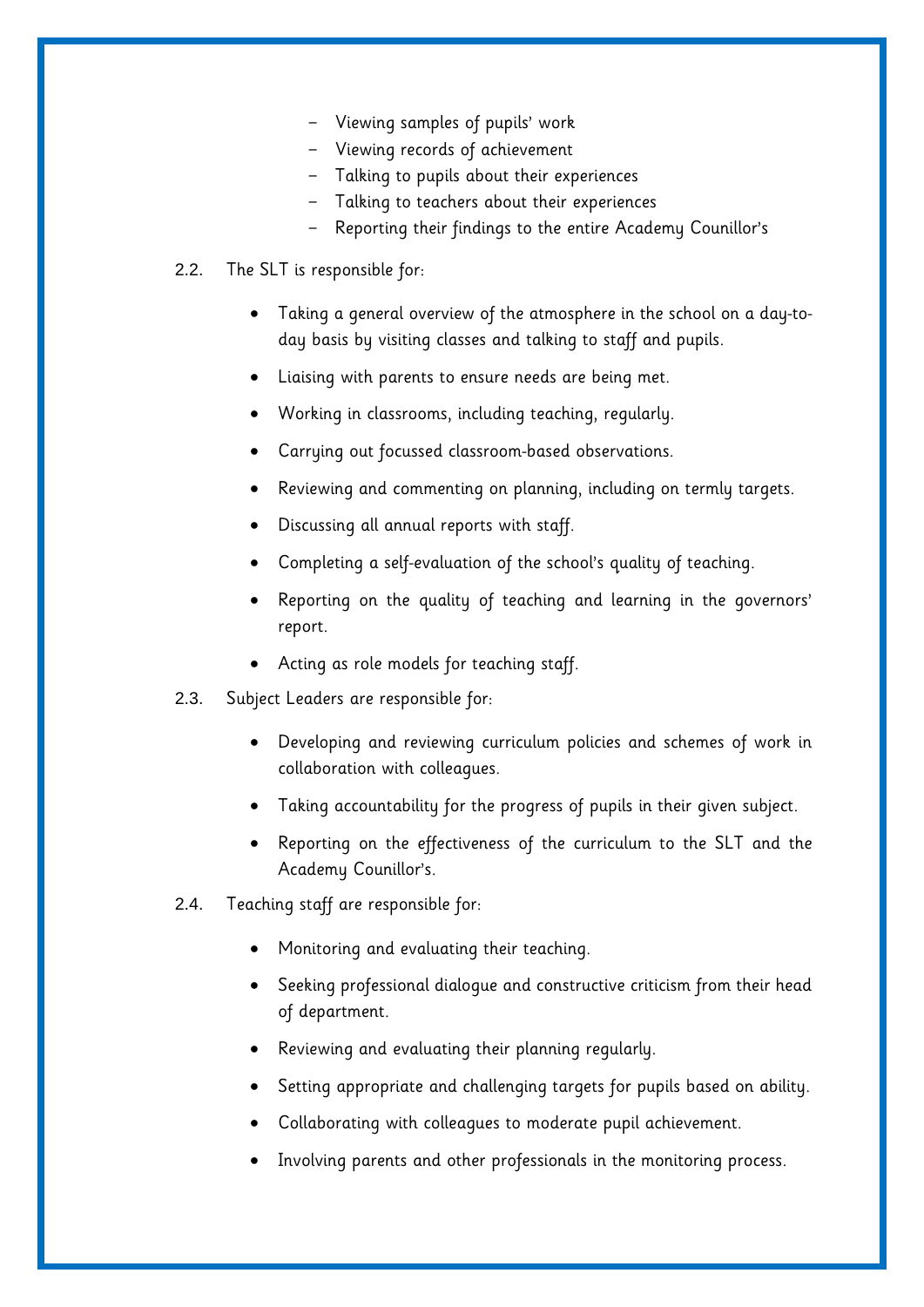- Viewing samples of pupils' work
  - Viewing records of achievement
  - Talking to pupils about their experiences
  - Talking to teachers about their experiences
  - Reporting their findings to the entire Academy Counillor's

2.2. The SLT is responsible for:

- Taking a general overview of the atmosphere in the school on a day-to-day basis by visiting classes and talking to staff and pupils.
- Liaising with parents to ensure needs are being met.
- Working in classrooms, including teaching, regularly.
- Carrying out focussed classroom-based observations.
- Reviewing and commenting on planning, including on termly targets.
- Discussing all annual reports with staff.
- Completing a self-evaluation of the school's quality of teaching.
- Reporting on the quality of teaching and learning in the governors' report.
- Acting as role models for teaching staff.

2.3. Subject Leaders are responsible for:

- Developing and reviewing curriculum policies and schemes of work in collaboration with colleagues.
- Taking accountability for the progress of pupils in their given subject.
- Reporting on the effectiveness of the curriculum to the SLT and the Academy Counillor's.

2.4. Teaching staff are responsible for:

- Monitoring and evaluating their teaching.
- Seeking professional dialogue and constructive criticism from their head of department.
- Reviewing and evaluating their planning regularly.
- Setting appropriate and challenging targets for pupils based on ability.
- Collaborating with colleagues to moderate pupil achievement.
- Involving parents and other professionals in the monitoring process.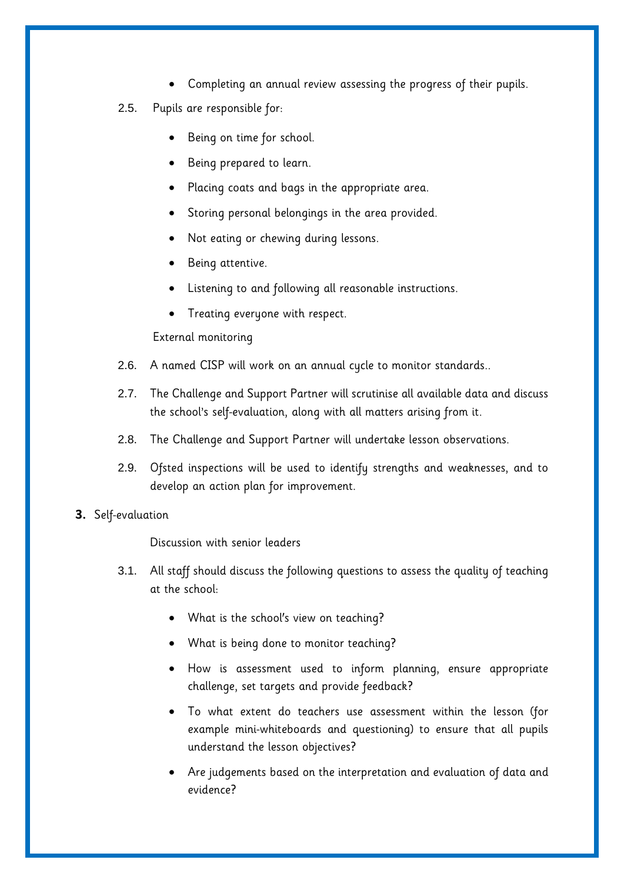- Completing an annual review assessing the progress of their pupils.

2.5. Pupils are responsible for:

- Being on time for school.
- Being prepared to learn.
- Placing coats and bags in the appropriate area.
- Storing personal belongings in the area provided.
- Not eating or chewing during lessons.
- Being attentive.
- Listening to and following all reasonable instructions.
- Treating everyone with respect.

External monitoring

2.6. A named CISP will work on an annual cycle to monitor standards..

2.7. The Challenge and Support Partner will scrutinise all available data and discuss the school's self-evaluation, along with all matters arising from it.

2.8. The Challenge and Support Partner will undertake lesson observations.

2.9. Ofsted inspections will be used to identify strengths and weaknesses, and to develop an action plan for improvement.

## 3. Self-evaluation

Discussion with senior leaders

3.1. All staff should discuss the following questions to assess the quality of teaching at the school:

- What is the school's view on teaching?
- What is being done to monitor teaching?
- How is assessment used to inform planning, ensure appropriate challenge, set targets and provide feedback?
- To what extent do teachers use assessment within the lesson (for example mini-whiteboards and questioning) to ensure that all pupils understand the lesson objectives?
- Are judgements based on the interpretation and evaluation of data and evidence?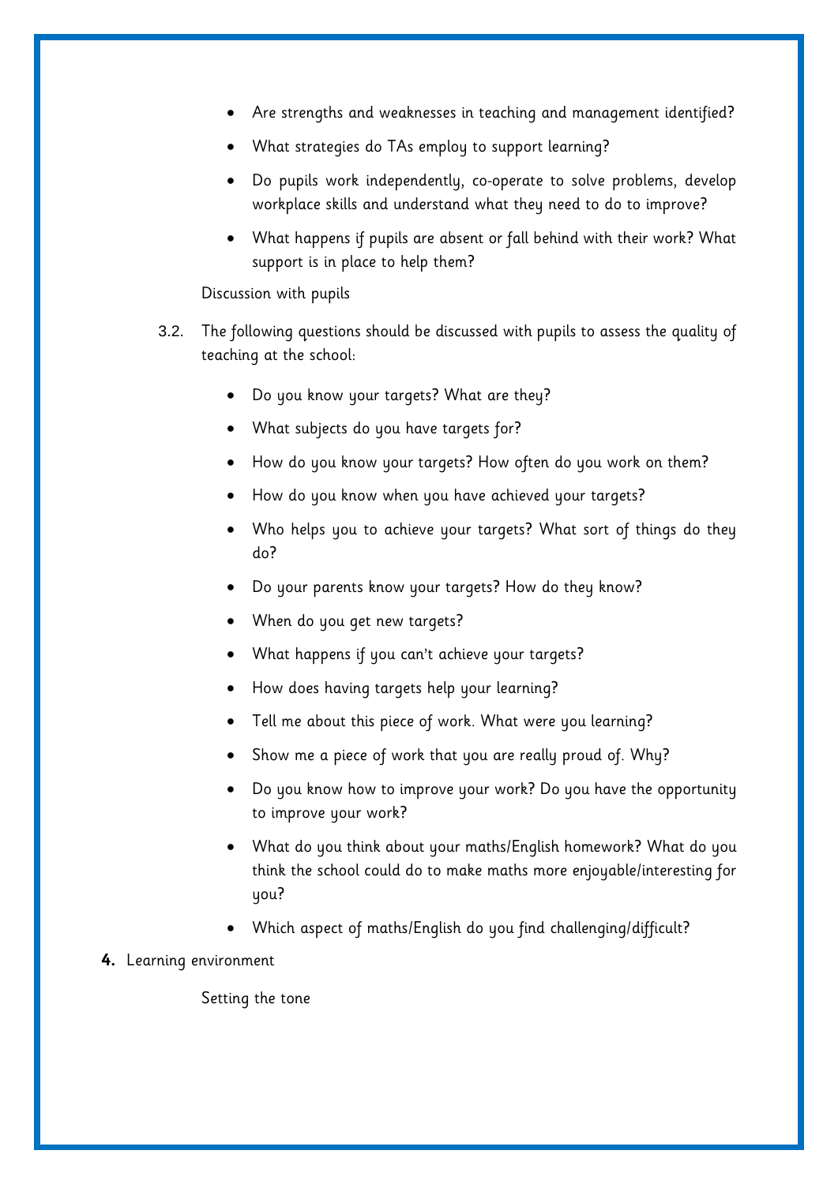- Are strengths and weaknesses in teaching and management identified?
- What strategies do TAs employ to support learning?
- Do pupils work independently, co-operate to solve problems, develop workplace skills and understand what they need to do to improve?
- What happens if pupils are absent or fall behind with their work? What support is in place to help them?

Discussion with pupils

3.2. The following questions should be discussed with pupils to assess the quality of teaching at the school:

- Do you know your targets? What are they?
- What subjects do you have targets for?
- How do you know your targets? How often do you work on them?
- How do you know when you have achieved your targets?
- Who helps you to achieve your targets? What sort of things do they do?
- Do your parents know your targets? How do they know?
- When do you get new targets?
- What happens if you can't achieve your targets?
- How does having targets help your learning?
- Tell me about this piece of work. What were you learning?
- Show me a piece of work that you are really proud of. Why?
- Do you know how to improve your work? Do you have the opportunity to improve your work?
- What do you think about your maths/English homework? What do you think the school could do to make maths more enjoyable/interesting for you?
- Which aspect of maths/English do you find challenging/difficult?

**4.** Learning environment

Setting the tone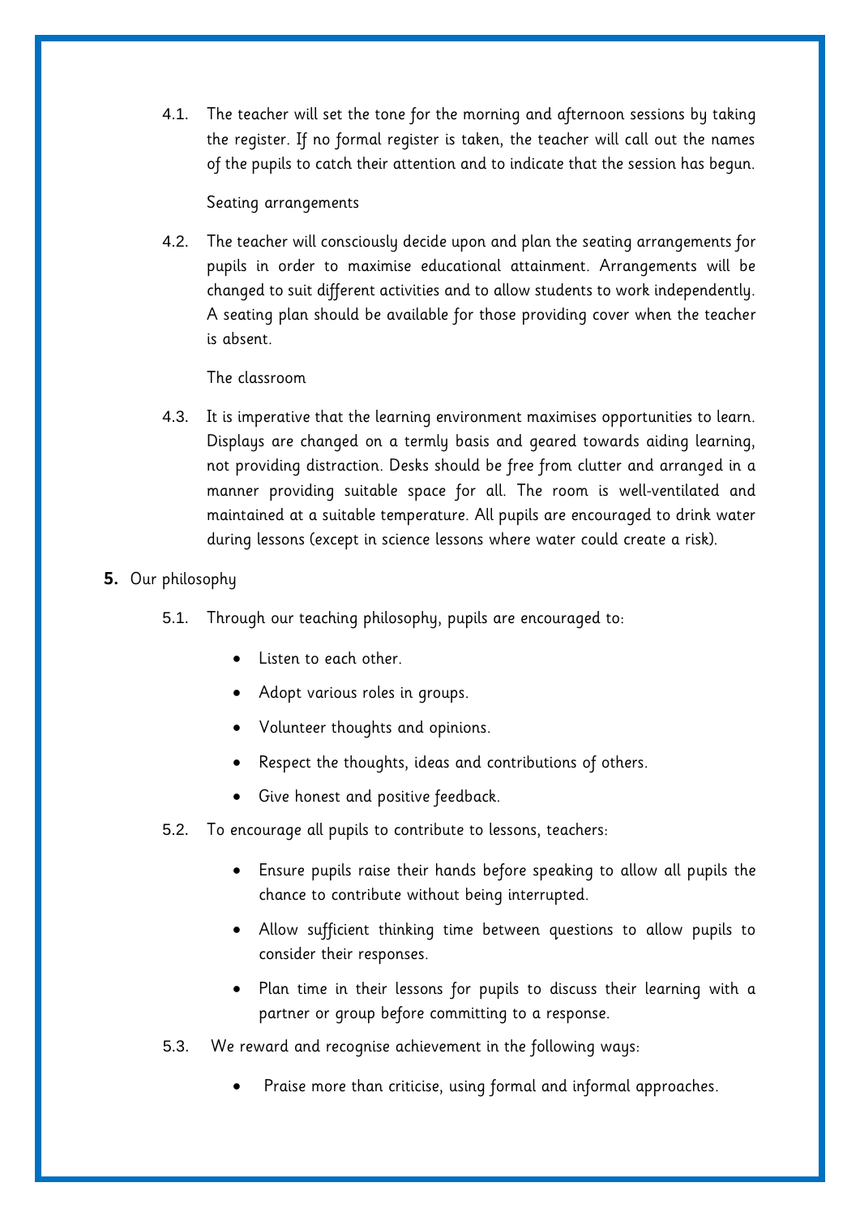4.1. The teacher will set the tone for the morning and afternoon sessions by taking the register. If no formal register is taken, the teacher will call out the names of the pupils to catch their attention and to indicate that the session has begun.

Seating arrangements

4.2. The teacher will consciously decide upon and plan the seating arrangements for pupils in order to maximise educational attainment. Arrangements will be changed to suit different activities and to allow students to work independently. A seating plan should be available for those providing cover when the teacher is absent.

The classroom

4.3. It is imperative that the learning environment maximises opportunities to learn. Displays are changed on a termly basis and geared towards aiding learning, not providing distraction. Desks should be free from clutter and arranged in a manner providing suitable space for all. The room is well-ventilated and maintained at a suitable temperature. All pupils are encouraged to drink water during lessons (except in science lessons where water could create a risk).

**5.** Our philosophy

5.1. Through our teaching philosophy, pupils are encouraged to:

- Listen to each other.
- Adopt various roles in groups.
- Volunteer thoughts and opinions.
- Respect the thoughts, ideas and contributions of others.
- Give honest and positive feedback.

5.2. To encourage all pupils to contribute to lessons, teachers:

- Ensure pupils raise their hands before speaking to allow all pupils the chance to contribute without being interrupted.
- Allow sufficient thinking time between questions to allow pupils to consider their responses.
- Plan time in their lessons for pupils to discuss their learning with a partner or group before committing to a response.

5.3. We reward and recognise achievement in the following ways:

- Praise more than criticise, using formal and informal approaches.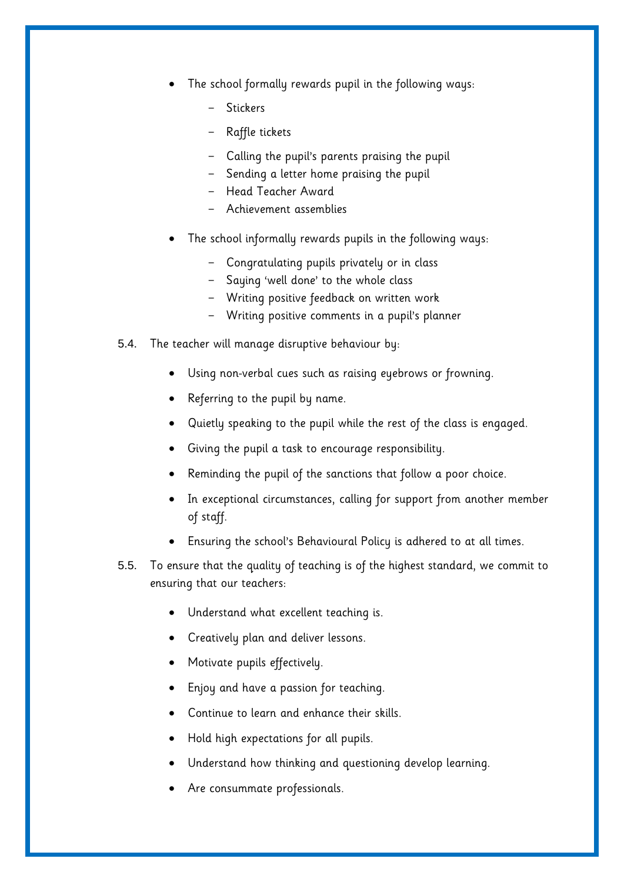- The school formally rewards pupil in the following ways:
  - Stickers
  - Raffle tickets
  - Calling the pupil's parents praising the pupil
  - Sending a letter home praising the pupil
  - Head Teacher Award
  - Achievement assemblies
- The school informally rewards pupils in the following ways:
  - Congratulating pupils privately or in class
  - Saying 'well done' to the whole class
  - Writing positive feedback on written work
  - Writing positive comments in a pupil's planner

5.4. The teacher will manage disruptive behaviour by:

- Using non-verbal cues such as raising eyebrows or frowning.
- Referring to the pupil by name.
- Quietly speaking to the pupil while the rest of the class is engaged.
- Giving the pupil a task to encourage responsibility.
- Reminding the pupil of the sanctions that follow a poor choice.
- In exceptional circumstances, calling for support from another member of staff.
- Ensuring the school's Behavioural Policy is adhered to at all times.

5.5. To ensure that the quality of teaching is of the highest standard, we commit to ensuring that our teachers:

- Understand what excellent teaching is.
- Creatively plan and deliver lessons.
- Motivate pupils effectively.
- Enjoy and have a passion for teaching.
- Continue to learn and enhance their skills.
- Hold high expectations for all pupils.
- Understand how thinking and questioning develop learning.
- Are consummate professionals.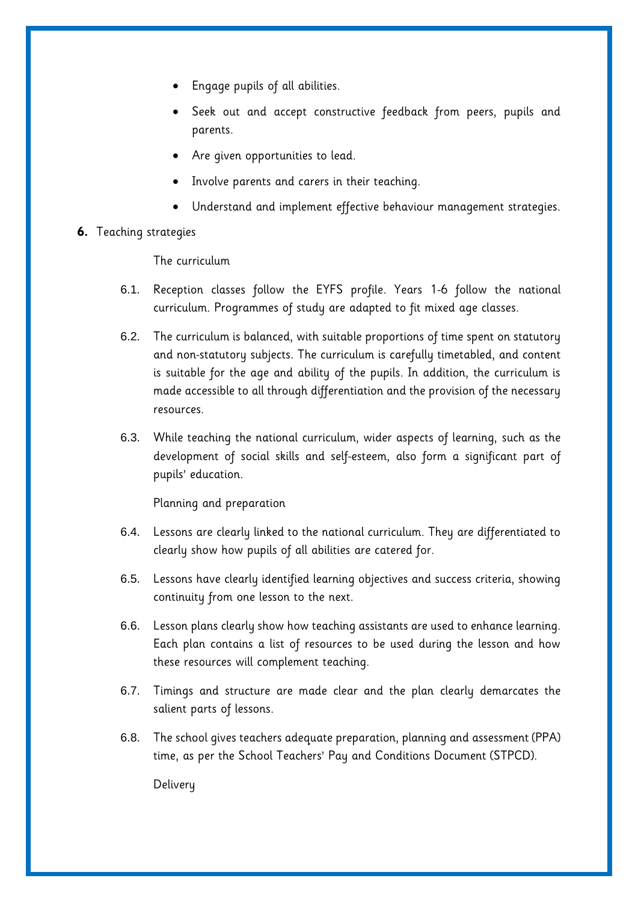- Engage pupils of all abilities.
- Seek out and accept constructive feedback from peers, pupils and parents.
- Are given opportunities to lead.
- Involve parents and carers in their teaching.
- Understand and implement effective behaviour management strategies.

## 6. Teaching strategies

### The curriculum

6.1. Reception classes follow the EYFS profile. Years 1-6 follow the national curriculum. Programmes of study are adapted to fit mixed age classes.

6.2. The curriculum is balanced, with suitable proportions of time spent on statutory and non-statutory subjects. The curriculum is carefully timetabled, and content is suitable for the age and ability of the pupils. In addition, the curriculum is made accessible to all through differentiation and the provision of the necessary resources.

6.3. While teaching the national curriculum, wider aspects of learning, such as the development of social skills and self-esteem, also form a significant part of pupils' education.

### Planning and preparation

6.4. Lessons are clearly linked to the national curriculum. They are differentiated to clearly show how pupils of all abilities are catered for.

6.5. Lessons have clearly identified learning objectives and success criteria, showing continuity from one lesson to the next.

6.6. Lesson plans clearly show how teaching assistants are used to enhance learning. Each plan contains a list of resources to be used during the lesson and how these resources will complement teaching.

6.7. Timings and structure are made clear and the plan clearly demarcates the salient parts of lessons.

6.8. The school gives teachers adequate preparation, planning and assessment (PPA) time, as per the School Teachers' Pay and Conditions Document (STPCD).

### Delivery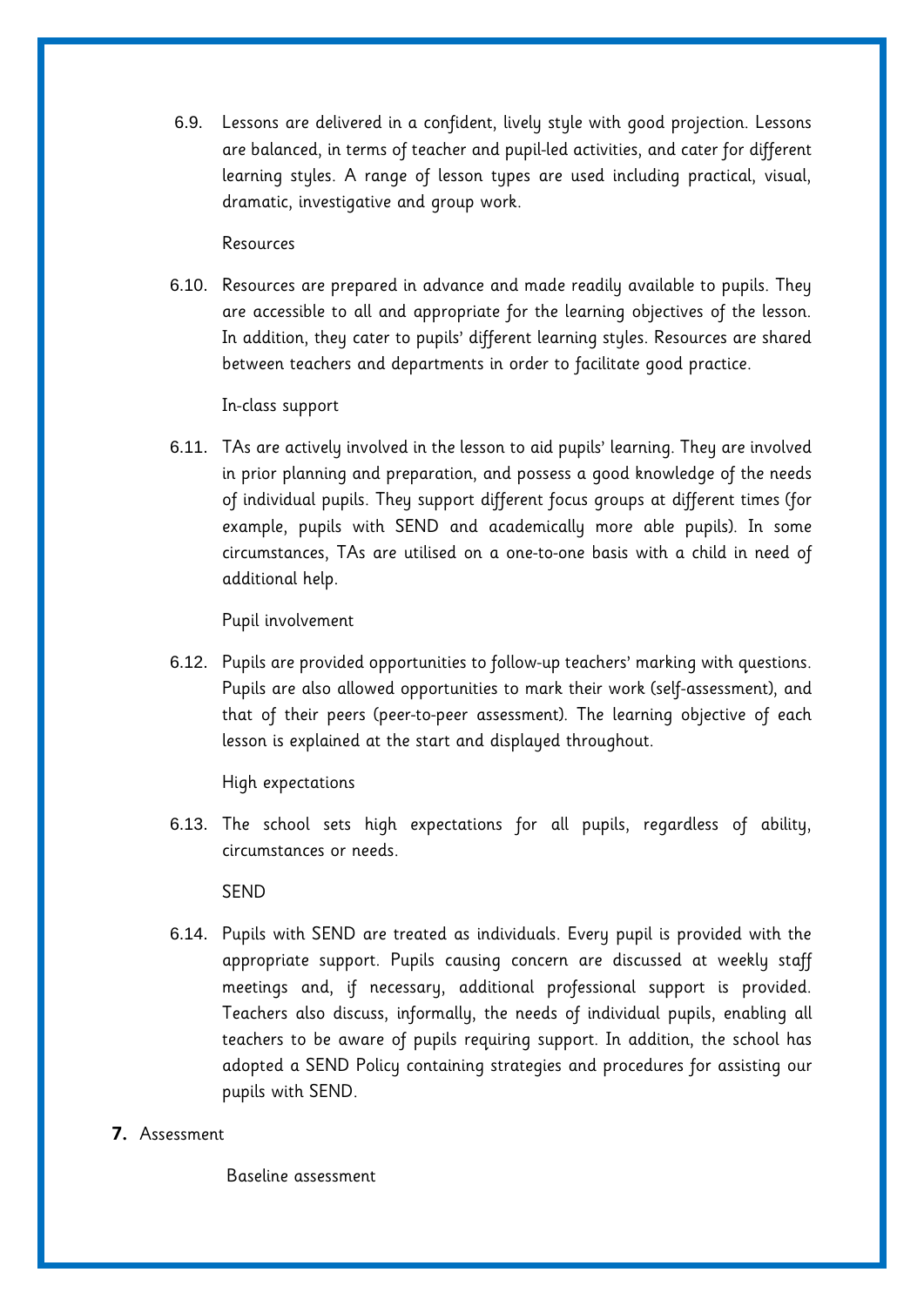6.9. Lessons are delivered in a confident, lively style with good projection. Lessons are balanced, in terms of teacher and pupil-led activities, and cater for different learning styles. A range of lesson types are used including practical, visual, dramatic, investigative and group work.

Resources

6.10. Resources are prepared in advance and made readily available to pupils. They are accessible to all and appropriate for the learning objectives of the lesson. In addition, they cater to pupils' different learning styles. Resources are shared between teachers and departments in order to facilitate good practice.

In-class support

6.11. TAs are actively involved in the lesson to aid pupils' learning. They are involved in prior planning and preparation, and possess a good knowledge of the needs of individual pupils. They support different focus groups at different times (for example, pupils with SEND and academically more able pupils). In some circumstances, TAs are utilised on a one-to-one basis with a child in need of additional help.

Pupil involvement

6.12. Pupils are provided opportunities to follow-up teachers' marking with questions. Pupils are also allowed opportunities to mark their work (self-assessment), and that of their peers (peer-to-peer assessment). The learning objective of each lesson is explained at the start and displayed throughout.

High expectations

6.13. The school sets high expectations for all pupils, regardless of ability, circumstances or needs.

SEND

6.14. Pupils with SEND are treated as individuals. Every pupil is provided with the appropriate support. Pupils causing concern are discussed at weekly staff meetings and, if necessary, additional professional support is provided. Teachers also discuss, informally, the needs of individual pupils, enabling all teachers to be aware of pupils requiring support. In addition, the school has adopted a SEND Policy containing strategies and procedures for assisting our pupils with SEND.

## 7. Assessment

Baseline assessment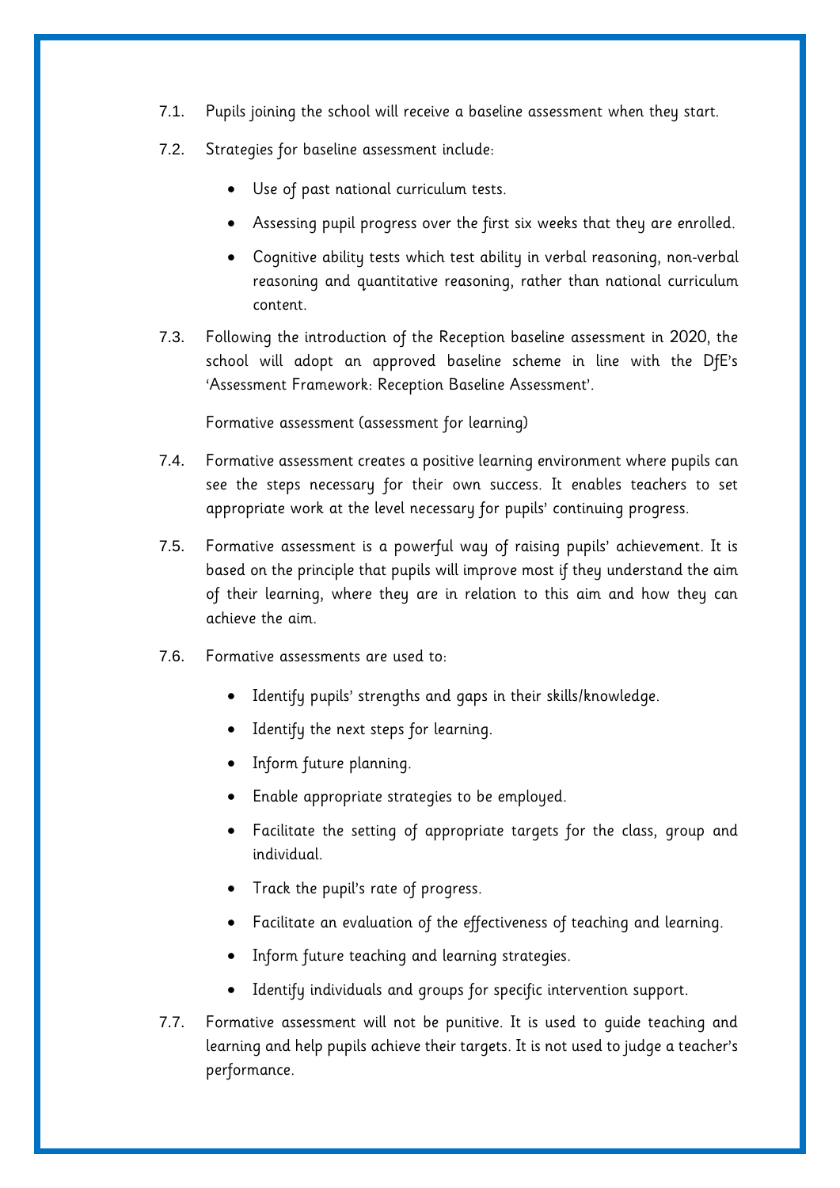7.1. Pupils joining the school will receive a baseline assessment when they start.

7.2. Strategies for baseline assessment include:

- Use of past national curriculum tests.
- Assessing pupil progress over the first six weeks that they are enrolled.
- Cognitive ability tests which test ability in verbal reasoning, non-verbal reasoning and quantitative reasoning, rather than national curriculum content.

7.3. Following the introduction of the Reception baseline assessment in 2020, the school will adopt an approved baseline scheme in line with the DfE's 'Assessment Framework: Reception Baseline Assessment'.

Formative assessment (assessment for learning)

7.4. Formative assessment creates a positive learning environment where pupils can see the steps necessary for their own success. It enables teachers to set appropriate work at the level necessary for pupils' continuing progress.

7.5. Formative assessment is a powerful way of raising pupils' achievement. It is based on the principle that pupils will improve most if they understand the aim of their learning, where they are in relation to this aim and how they can achieve the aim.

7.6. Formative assessments are used to:

- Identify pupils' strengths and gaps in their skills/knowledge.
- Identify the next steps for learning.
- Inform future planning.
- Enable appropriate strategies to be employed.
- Facilitate the setting of appropriate targets for the class, group and individual.
- Track the pupil's rate of progress.
- Facilitate an evaluation of the effectiveness of teaching and learning.
- Inform future teaching and learning strategies.
- Identify individuals and groups for specific intervention support.

7.7. Formative assessment will not be punitive. It is used to guide teaching and learning and help pupils achieve their targets. It is not used to judge a teacher's performance.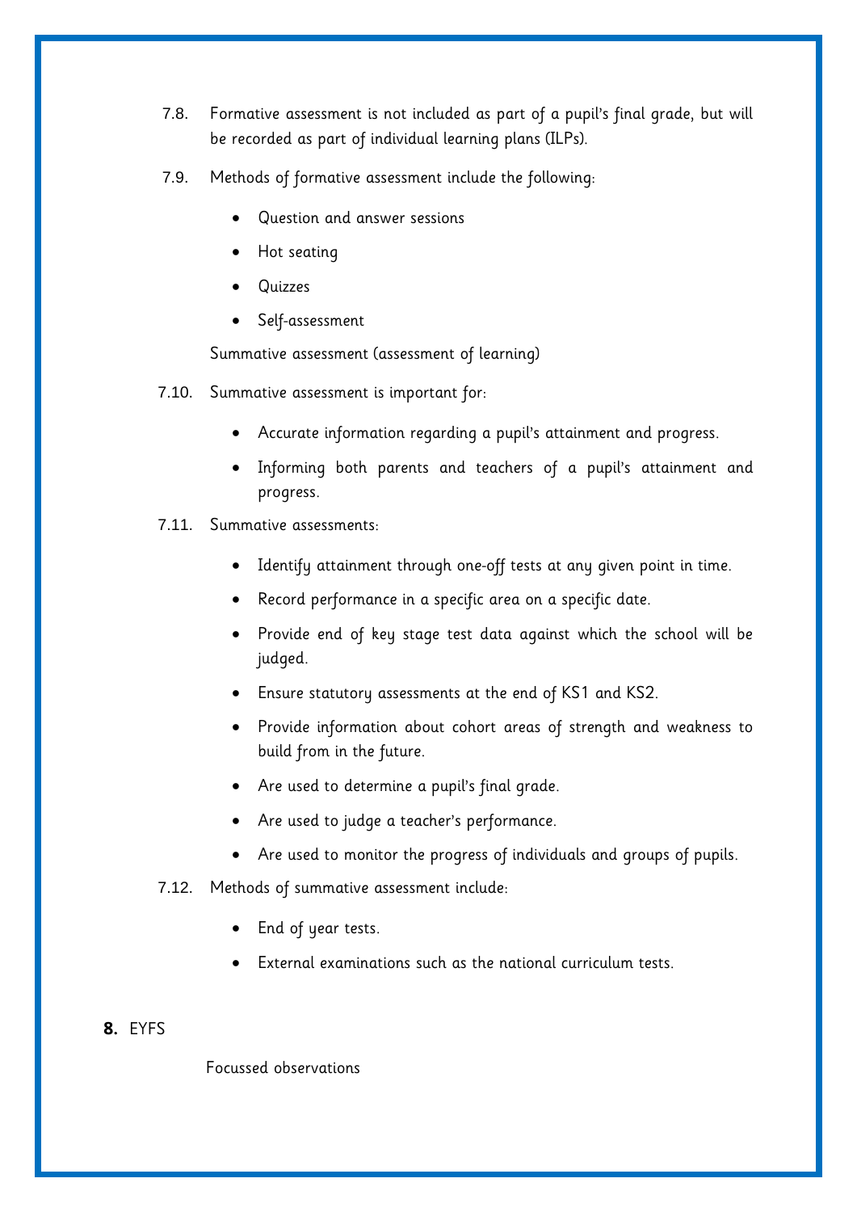7.8. Formative assessment is not included as part of a pupil's final grade, but will be recorded as part of individual learning plans (ILPs).

7.9. Methods of formative assessment include the following:

- Question and answer sessions
- Hot seating
- Quizzes
- Self-assessment

Summative assessment (assessment of learning)

7.10. Summative assessment is important for:

- Accurate information regarding a pupil's attainment and progress.
- Informing both parents and teachers of a pupil's attainment and progress.

7.11. Summative assessments:

- Identify attainment through one-off tests at any given point in time.
- Record performance in a specific area on a specific date.
- Provide end of key stage test data against which the school will be judged.
- Ensure statutory assessments at the end of KS1 and KS2.
- Provide information about cohort areas of strength and weakness to build from in the future.
- Are used to determine a pupil's final grade.
- Are used to judge a teacher's performance.
- Are used to monitor the progress of individuals and groups of pupils.

7.12. Methods of summative assessment include:

- End of year tests.
- External examinations such as the national curriculum tests.

## 8. EYFS

Focussed observations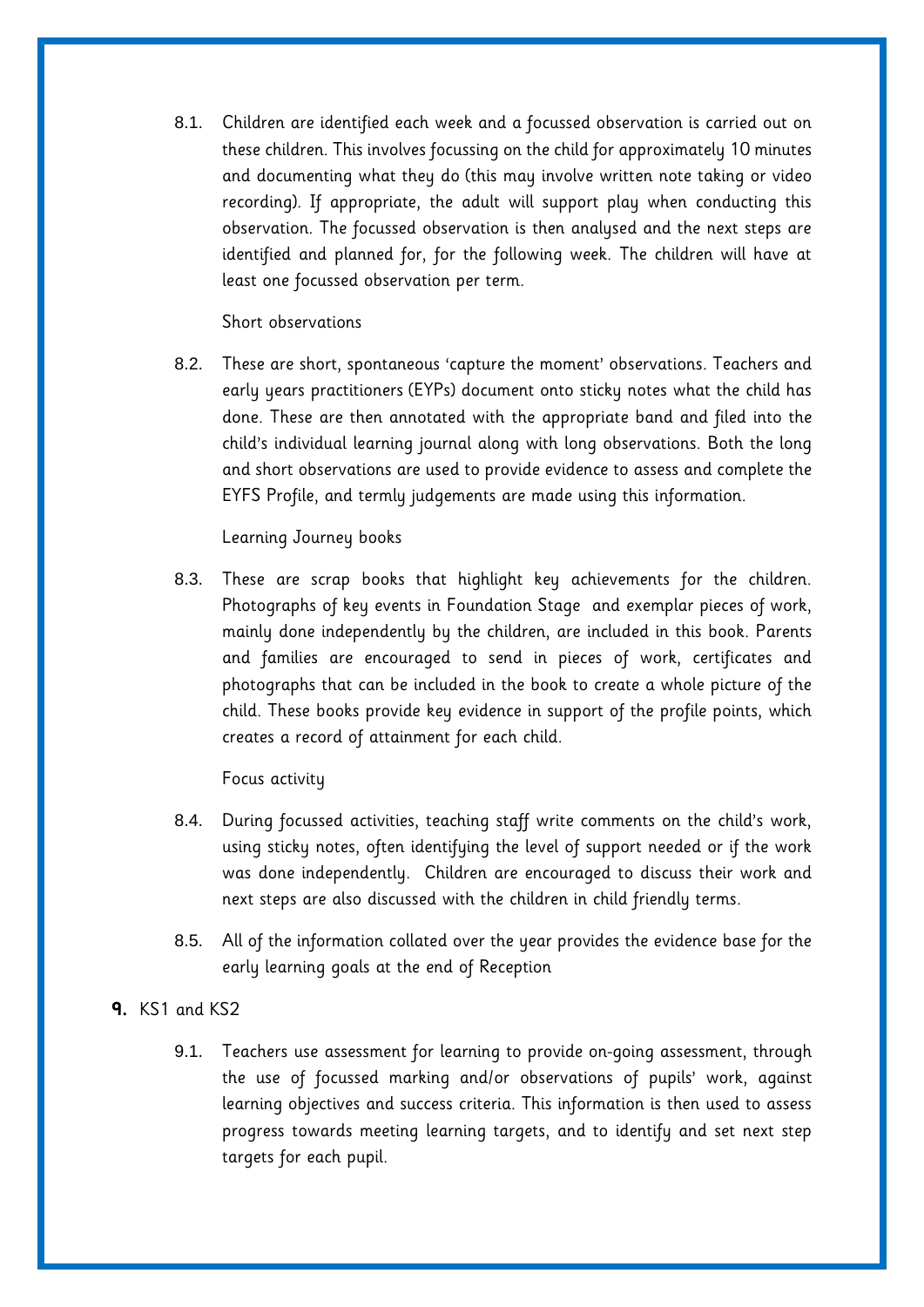8.1. Children are identified each week and a focussed observation is carried out on these children. This involves focussing on the child for approximately 10 minutes and documenting what they do (this may involve written note taking or video recording). If appropriate, the adult will support play when conducting this observation. The focussed observation is then analysed and the next steps are identified and planned for, for the following week. The children will have at least one focussed observation per term.

Short observations

8.2. These are short, spontaneous 'capture the moment' observations. Teachers and early years practitioners (EYPs) document onto sticky notes what the child has done. These are then annotated with the appropriate band and filed into the child's individual learning journal along with long observations. Both the long and short observations are used to provide evidence to assess and complete the EYFS Profile, and termly judgements are made using this information.

Learning Journey books

8.3. These are scrap books that highlight key achievements for the children. Photographs of key events in Foundation Stage and exemplar pieces of work, mainly done independently by the children, are included in this book. Parents and families are encouraged to send in pieces of work, certificates and photographs that can be included in the book to create a whole picture of the child. These books provide key evidence in support of the profile points, which creates a record of attainment for each child.

Focus activity

8.4. During focussed activities, teaching staff write comments on the child's work, using sticky notes, often identifying the level of support needed or if the work was done independently. Children are encouraged to discuss their work and next steps are also discussed with the children in child friendly terms.

8.5. All of the information collated over the year provides the evidence base for the early learning goals at the end of Reception

**9.** KS1 and KS2

9.1. Teachers use assessment for learning to provide on-going assessment, through the use of focussed marking and/or observations of pupils' work, against learning objectives and success criteria. This information is then used to assess progress towards meeting learning targets, and to identify and set next step targets for each pupil.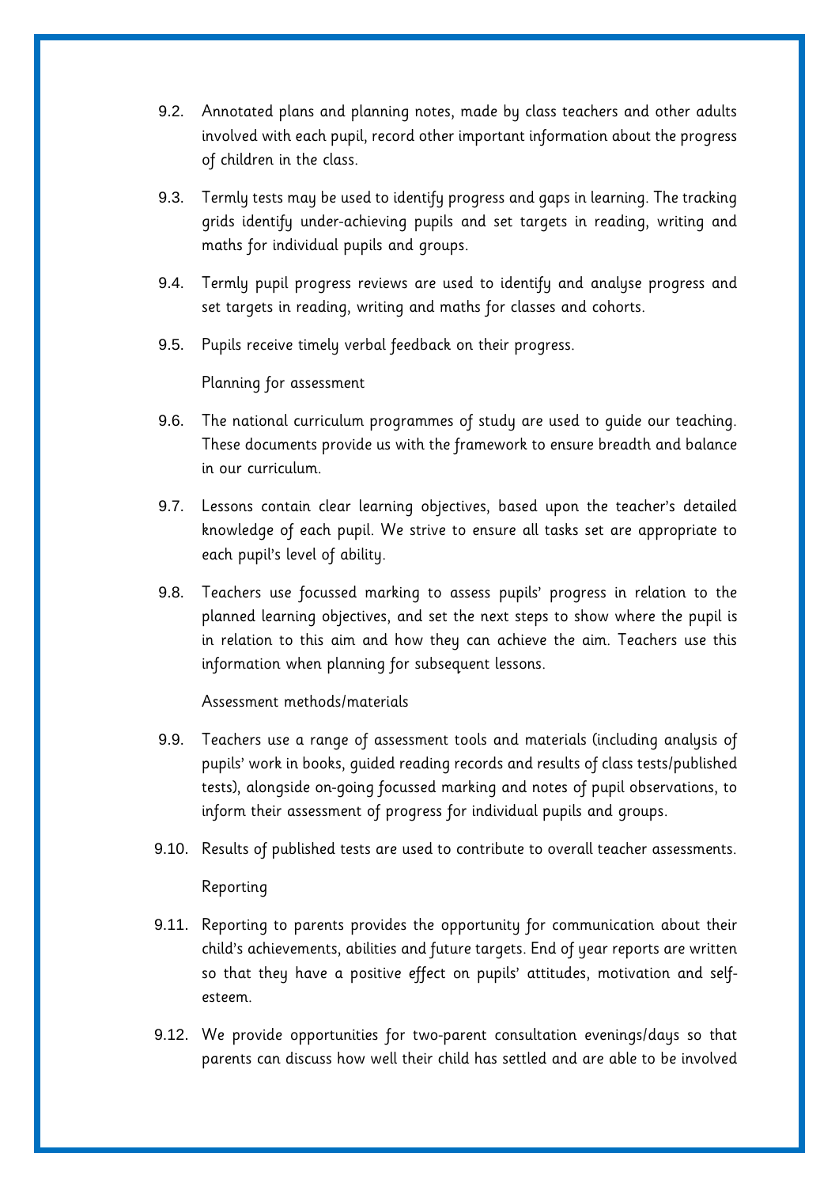9.2. Annotated plans and planning notes, made by class teachers and other adults involved with each pupil, record other important information about the progress of children in the class.

9.3. Termly tests may be used to identify progress and gaps in learning. The tracking grids identify under-achieving pupils and set targets in reading, writing and maths for individual pupils and groups.

9.4. Termly pupil progress reviews are used to identify and analyse progress and set targets in reading, writing and maths for classes and cohorts.

9.5. Pupils receive timely verbal feedback on their progress.

Planning for assessment

9.6. The national curriculum programmes of study are used to guide our teaching. These documents provide us with the framework to ensure breadth and balance in our curriculum.

9.7. Lessons contain clear learning objectives, based upon the teacher's detailed knowledge of each pupil. We strive to ensure all tasks set are appropriate to each pupil's level of ability.

9.8. Teachers use focussed marking to assess pupils' progress in relation to the planned learning objectives, and set the next steps to show where the pupil is in relation to this aim and how they can achieve the aim. Teachers use this information when planning for subsequent lessons.

Assessment methods/materials

9.9. Teachers use a range of assessment tools and materials (including analysis of pupils' work in books, guided reading records and results of class tests/published tests), alongside on-going focussed marking and notes of pupil observations, to inform their assessment of progress for individual pupils and groups.

9.10. Results of published tests are used to contribute to overall teacher assessments.

Reporting

9.11. Reporting to parents provides the opportunity for communication about their child's achievements, abilities and future targets. End of year reports are written so that they have a positive effect on pupils' attitudes, motivation and self-esteem.

9.12. We provide opportunities for two-parent consultation evenings/days so that parents can discuss how well their child has settled and are able to be involved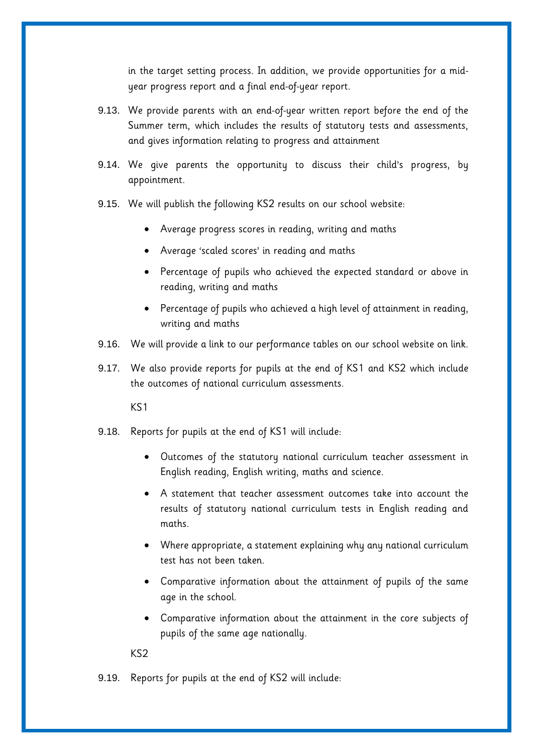in the target setting process. In addition, we provide opportunities for a mid-year progress report and a final end-of-year report.

9.13. We provide parents with an end-of-year written report before the end of the Summer term, which includes the results of statutory tests and assessments, and gives information relating to progress and attainment

9.14. We give parents the opportunity to discuss their child's progress, by appointment.

9.15. We will publish the following KS2 results on our school website:

- Average progress scores in reading, writing and maths
- Average 'scaled scores' in reading and maths
- Percentage of pupils who achieved the expected standard or above in reading, writing and maths
- Percentage of pupils who achieved a high level of attainment in reading, writing and maths

9.16. We will provide a link to our performance tables on our school website on link.

9.17. We also provide reports for pupils at the end of KS1 and KS2 which include the outcomes of national curriculum assessments.

KS1

9.18. Reports for pupils at the end of KS1 will include:

- Outcomes of the statutory national curriculum teacher assessment in English reading, English writing, maths and science.
- A statement that teacher assessment outcomes take into account the results of statutory national curriculum tests in English reading and maths.
- Where appropriate, a statement explaining why any national curriculum test has not been taken.
- Comparative information about the attainment of pupils of the same age in the school.
- Comparative information about the attainment in the core subjects of pupils of the same age nationally.

KS2

9.19. Reports for pupils at the end of KS2 will include: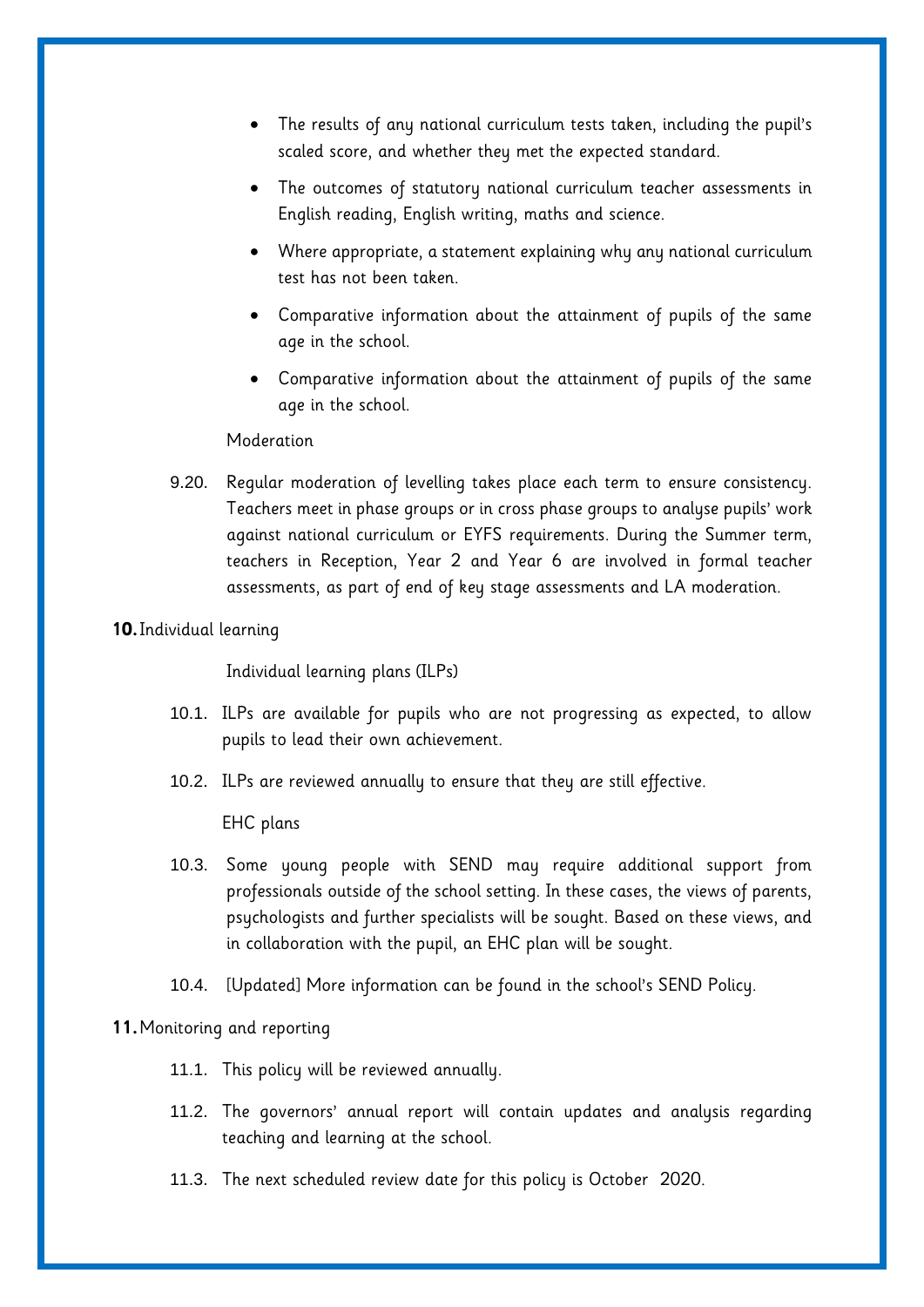- The results of any national curriculum tests taken, including the pupil's scaled score, and whether they met the expected standard.
- The outcomes of statutory national curriculum teacher assessments in English reading, English writing, maths and science.
- Where appropriate, a statement explaining why any national curriculum test has not been taken.
- Comparative information about the attainment of pupils of the same age in the school.
- Comparative information about the attainment of pupils of the same age in the school.

Moderation

9.20. Regular moderation of levelling takes place each term to ensure consistency. Teachers meet in phase groups or in cross phase groups to analyse pupils' work against national curriculum or EYFS requirements. During the Summer term, teachers in Reception, Year 2 and Year 6 are involved in formal teacher assessments, as part of end of key stage assessments and LA moderation.

**10.** Individual learning

Individual learning plans (ILPs)

10.1. ILPs are available for pupils who are not progressing as expected, to allow pupils to lead their own achievement.

10.2. ILPs are reviewed annually to ensure that they are still effective.

EHC plans

10.3. Some young people with SEND may require additional support from professionals outside of the school setting. In these cases, the views of parents, psychologists and further specialists will be sought. Based on these views, and in collaboration with the pupil, an EHC plan will be sought.

10.4. [Updated] More information can be found in the school's SEND Policy.

**11.** Monitoring and reporting

11.1. This policy will be reviewed annually.

11.2. The governors' annual report will contain updates and analysis regarding teaching and learning at the school.

11.3. The next scheduled review date for this policy is October 2020.